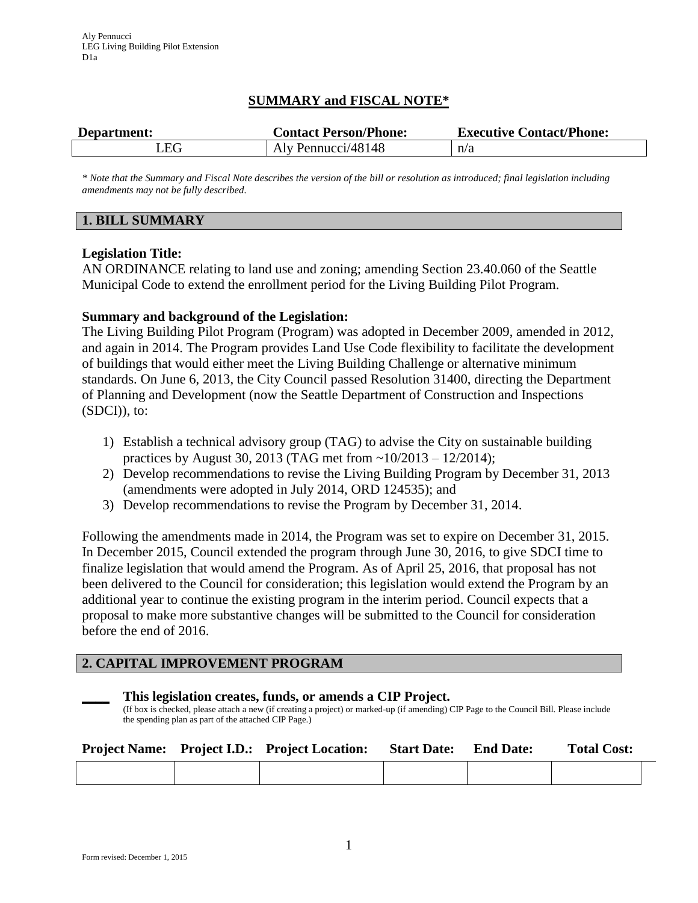Aly Pennucci
LEG Living Building Pilot Extension
D1a

# SUMMARY and FISCAL NOTE*

| Department: | Contact Person/Phone: | Executive Contact/Phone: |
|---|---|---|
| LEG | Aly Pennucci/48148 | n/a |

*\* Note that the Summary and Fiscal Note describes the version of the bill or resolution as introduced; final legislation including amendments may not be fully described.*

## 1. BILL SUMMARY

**Legislation Title:**
AN ORDINANCE relating to land use and zoning; amending Section 23.40.060 of the Seattle Municipal Code to extend the enrollment period for the Living Building Pilot Program.

**Summary and background of the Legislation:**
The Living Building Pilot Program (Program) was adopted in December 2009, amended in 2012, and again in 2014. The Program provides Land Use Code flexibility to facilitate the development of buildings that would either meet the Living Building Challenge or alternative minimum standards. On June 6, 2013, the City Council passed Resolution 31400, directing the Department of Planning and Development (now the Seattle Department of Construction and Inspections (SDCI)), to:

1) Establish a technical advisory group (TAG) to advise the City on sustainable building practices by August 30, 2013 (TAG met from ~10/2013 – 12/2014);
2) Develop recommendations to revise the Living Building Program by December 31, 2013 (amendments were adopted in July 2014, ORD 124535); and
3) Develop recommendations to revise the Program by December 31, 2014.

Following the amendments made in 2014, the Program was set to expire on December 31, 2015. In December 2015, Council extended the program through June 30, 2016, to give SDCI time to finalize legislation that would amend the Program. As of April 25, 2016, that proposal has not been delivered to the Council for consideration; this legislation would extend the Program by an additional year to continue the existing program in the interim period. Council expects that a proposal to make more substantive changes will be submitted to the Council for consideration before the end of 2016.

## 2. CAPITAL IMPROVEMENT PROGRAM

____ **This legislation creates, funds, or amends a CIP Project.**
(If box is checked, please attach a new (if creating a project) or marked-up (if amending) CIP Page to the Council Bill. Please include the spending plan as part of the attached CIP Page.)

| Project Name: | Project I.D.: | Project Location: | Start Date: | End Date: | Total Cost: |
|---|---|---|---|---|---|
| | | | | | |

Form revised: December 1, 2015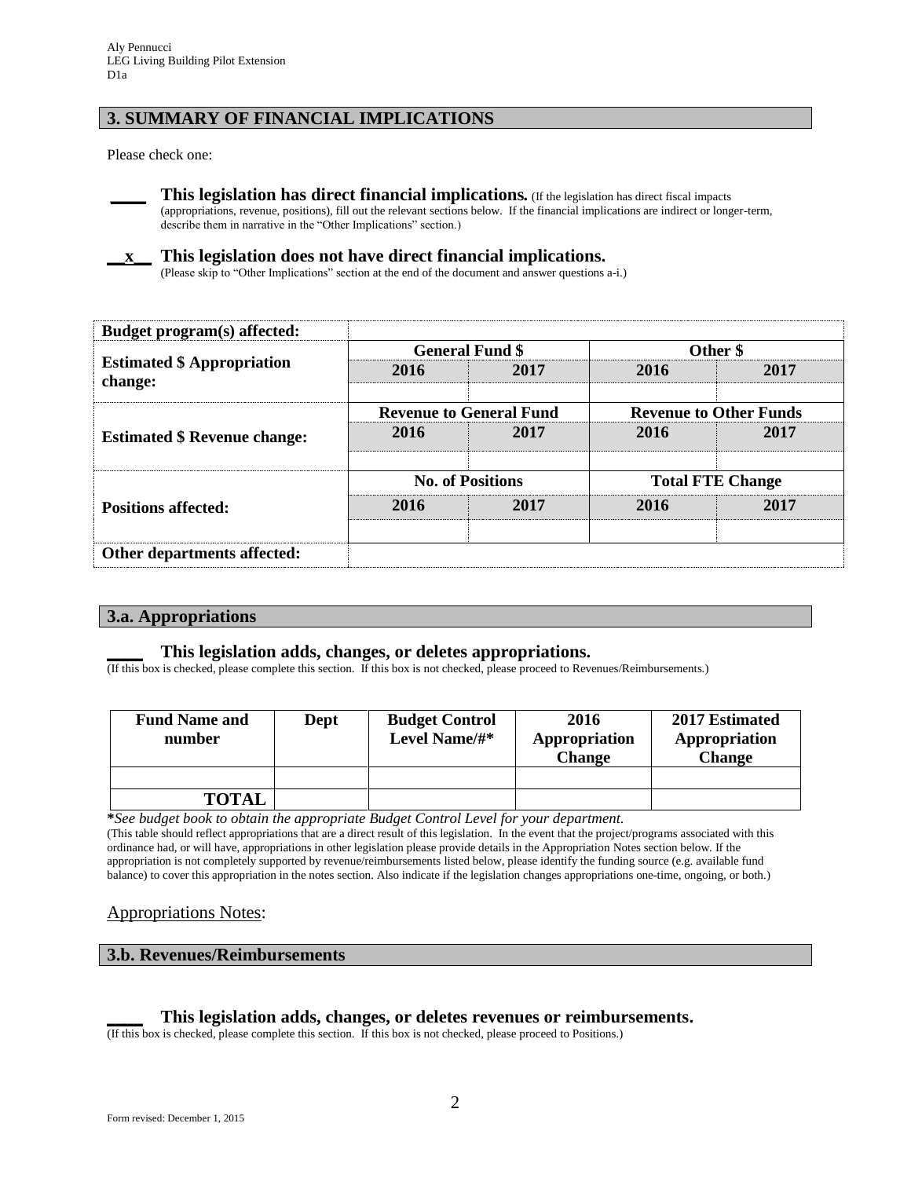Aly Pennucci
LEG Living Building Pilot Extension
D1a

## 3. SUMMARY OF FINANCIAL IMPLICATIONS

Please check one:

**____ This legislation has direct financial implications.** (If the legislation has direct fiscal impacts (appropriations, revenue, positions), fill out the relevant sections below. If the financial implications are indirect or longer-term, describe them in narrative in the "Other Implications" section.)

**__x__ This legislation does not have direct financial implications.**
(Please skip to "Other Implications" section at the end of the document and answer questions a-i.)

| **Budget program(s) affected:** | | | | |
|---|---|---|---|---|
| **Estimated $ Appropriation change:** | **General Fund $** | | **Other $** | |
| | **2016** | **2017** | **2016** | **2017** |
| | | | | |
| **Estimated $ Revenue change:** | **Revenue to General Fund** | | **Revenue to Other Funds** | |
| | **2016** | **2017** | **2016** | **2017** |
| | | | | |
| **Positions affected:** | **No. of Positions** | | **Total FTE Change** | |
| | **2016** | **2017** | **2016** | **2017** |
| | | | | |
| **Other departments affected:** | | | | |

## 3.a. Appropriations

**____ This legislation adds, changes, or deletes appropriations.**
(If this box is checked, please complete this section. If this box is not checked, please proceed to Revenues/Reimbursements.)

| Fund Name and number | Dept | Budget Control Level Name/#* | 2016 Appropriation Change | 2017 Estimated Appropriation Change |
|---|---|---|---|---|
| | | | | |
| **TOTAL** | | | | |

*\*See budget book to obtain the appropriate Budget Control Level for your department.*
(This table should reflect appropriations that are a direct result of this legislation. In the event that the project/programs associated with this ordinance had, or will have, appropriations in other legislation please provide details in the Appropriation Notes section below. If the appropriation is not completely supported by revenue/reimbursements listed below, please identify the funding source (e.g. available fund balance) to cover this appropriation in the notes section. Also indicate if the legislation changes appropriations one-time, ongoing, or both.)

Appropriations Notes:

## 3.b. Revenues/Reimbursements

**____ This legislation adds, changes, or deletes revenues or reimbursements.**
(If this box is checked, please complete this section. If this box is not checked, please proceed to Positions.)

Form revised: December 1, 2015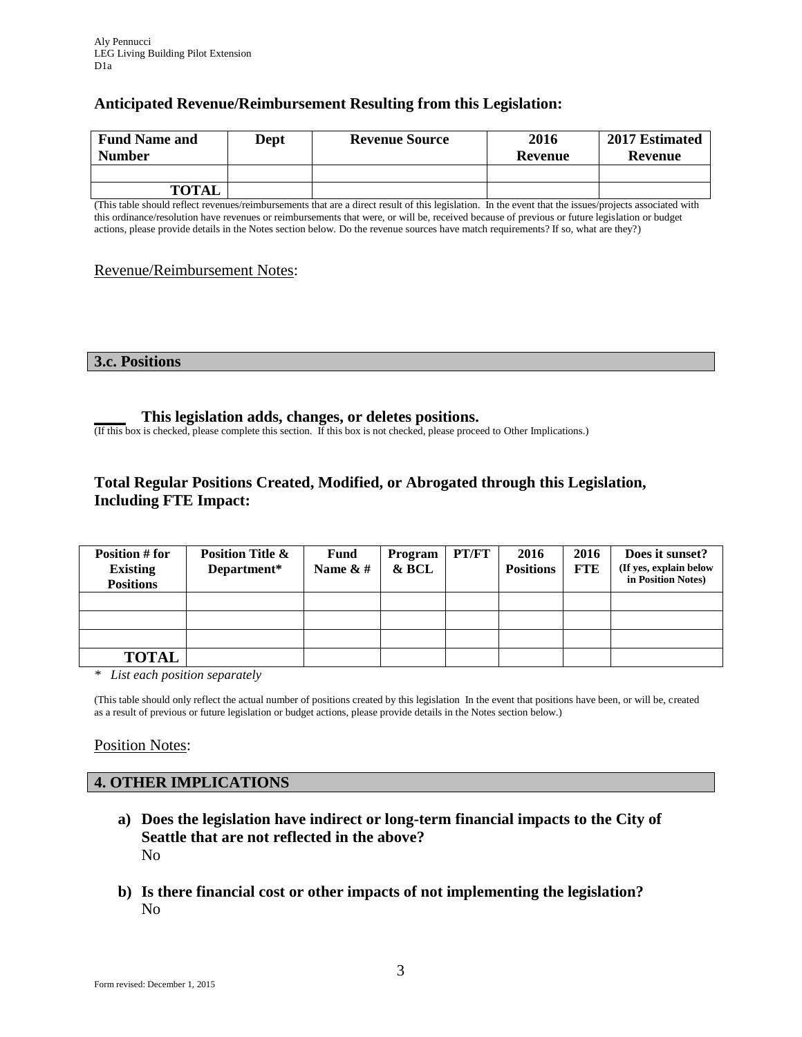### Anticipated Revenue/Reimbursement Resulting from this Legislation:

| Fund Name and Number | Dept | Revenue Source | 2016 Revenue | 2017 Estimated Revenue |
|---|---|---|---|---|
| | | | | |
| **TOTAL** | | | | |

(This table should reflect revenues/reimbursements that are a direct result of this legislation. In the event that the issues/projects associated with this ordinance/resolution have revenues or reimbursements that were, or will be, received because of previous or future legislation or budget actions, please provide details in the Notes section below. Do the revenue sources have match requirements? If so, what are they?)

Revenue/Reimbursement Notes:

## 3.c. Positions

____ **This legislation adds, changes, or deletes positions.**
(If this box is checked, please complete this section. If this box is not checked, please proceed to Other Implications.)

### Total Regular Positions Created, Modified, or Abrogated through this Legislation, Including FTE Impact:

| Position # for Existing Positions | Position Title & Department* | Fund Name & # | Program & BCL | PT/FT | 2016 Positions | 2016 FTE | Does it sunset? (If yes, explain below in Position Notes) |
|---|---|---|---|---|---|---|---|
| | | | | | | | |
| | | | | | | | |
| | | | | | | | |
| **TOTAL** | | | | | | | |

\* *List each position separately*

(This table should only reflect the actual number of positions created by this legislation In the event that positions have been, or will be, created as a result of previous or future legislation or budget actions, please provide details in the Notes section below.)

Position Notes:

## 4. OTHER IMPLICATIONS

a) **Does the legislation have indirect or long-term financial impacts to the City of Seattle that are not reflected in the above?**
No

b) **Is there financial cost or other impacts of not implementing the legislation?**
No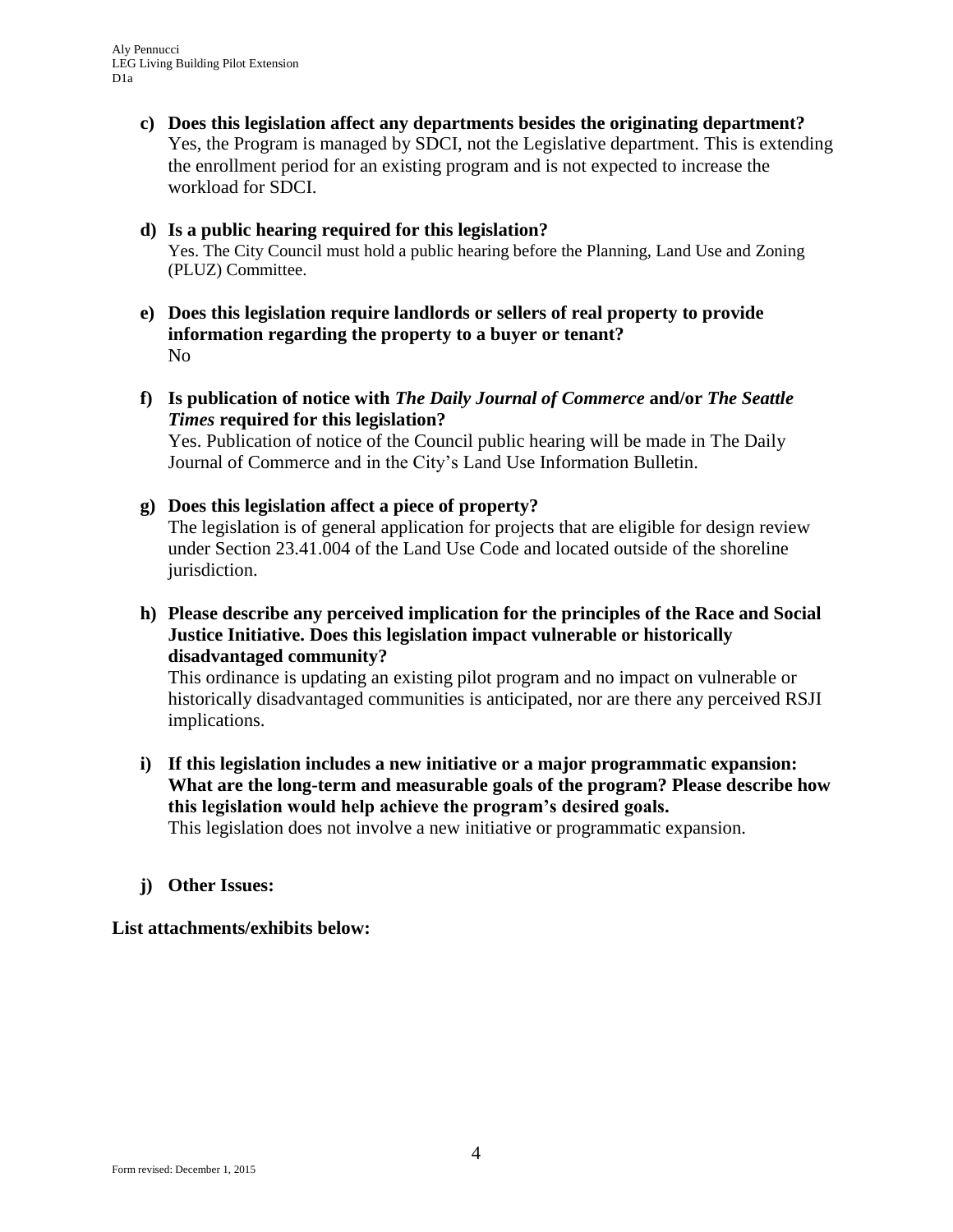**c) Does this legislation affect any departments besides the originating department?**
Yes, the Program is managed by SDCI, not the Legislative department. This is extending the enrollment period for an existing program and is not expected to increase the workload for SDCI.

**d) Is a public hearing required for this legislation?**
Yes. The City Council must hold a public hearing before the Planning, Land Use and Zoning (PLUZ) Committee.

**e) Does this legislation require landlords or sellers of real property to provide information regarding the property to a buyer or tenant?**
No

**f) Is publication of notice with *The Daily Journal of Commerce* and/or *The Seattle Times* required for this legislation?**
Yes. Publication of notice of the Council public hearing will be made in The Daily Journal of Commerce and in the City's Land Use Information Bulletin.

**g) Does this legislation affect a piece of property?**
The legislation is of general application for projects that are eligible for design review under Section 23.41.004 of the Land Use Code and located outside of the shoreline jurisdiction.

**h) Please describe any perceived implication for the principles of the Race and Social Justice Initiative. Does this legislation impact vulnerable or historically disadvantaged community?**
This ordinance is updating an existing pilot program and no impact on vulnerable or historically disadvantaged communities is anticipated, nor are there any perceived RSJI implications.

**i) If this legislation includes a new initiative or a major programmatic expansion: What are the long-term and measurable goals of the program? Please describe how this legislation would help achieve the program's desired goals.**
This legislation does not involve a new initiative or programmatic expansion.

**j) Other Issues:**

**List attachments/exhibits below:**